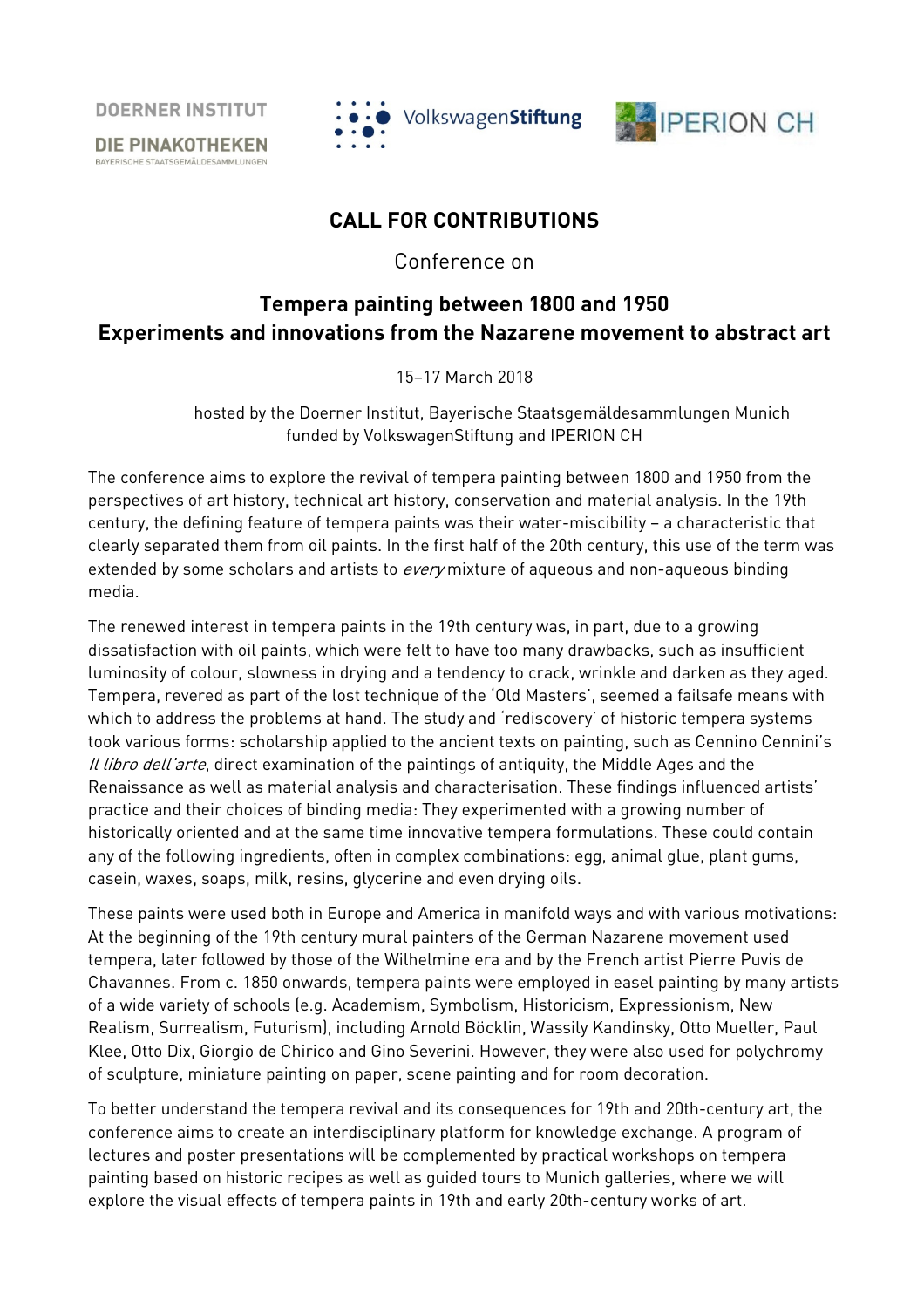DOERNER INSTITUT

DIE PINAKOTHEKEN

BAYERISCHE STAATSGEMÄLDESAMMLUNGEN

VolkswagenStiftung

IPERION CH

## CALL FOR CONTRIBUTIONS

Conference on

# Tempera painting between 1800 and 1950
# Experiments and innovations from the Nazarene movement to abstract art

15–17 March 2018

hosted by the Doerner Institut, Bayerische Staatsgemäldesammlungen Munich
funded by VolkswagenStiftung and IPERION CH

The conference aims to explore the revival of tempera painting between 1800 and 1950 from the perspectives of art history, technical art history, conservation and material analysis. In the 19th century, the defining feature of tempera paints was their water-miscibility – a characteristic that clearly separated them from oil paints. In the first half of the 20th century, this use of the term was extended by some scholars and artists to *every* mixture of aqueous and non-aqueous binding media.

The renewed interest in tempera paints in the 19th century was, in part, due to a growing dissatisfaction with oil paints, which were felt to have too many drawbacks, such as insufficient luminosity of colour, slowness in drying and a tendency to crack, wrinkle and darken as they aged. Tempera, revered as part of the lost technique of the 'Old Masters', seemed a failsafe means with which to address the problems at hand. The study and 'rediscovery' of historic tempera systems took various forms: scholarship applied to the ancient texts on painting, such as Cennino Cennini's *Il libro dell'arte*, direct examination of the paintings of antiquity, the Middle Ages and the Renaissance as well as material analysis and characterisation. These findings influenced artists' practice and their choices of binding media: They experimented with a growing number of historically oriented and at the same time innovative tempera formulations. These could contain any of the following ingredients, often in complex combinations: egg, animal glue, plant gums, casein, waxes, soaps, milk, resins, glycerine and even drying oils.

These paints were used both in Europe and America in manifold ways and with various motivations: At the beginning of the 19th century mural painters of the German Nazarene movement used tempera, later followed by those of the Wilhelmine era and by the French artist Pierre Puvis de Chavannes. From c. 1850 onwards, tempera paints were employed in easel painting by many artists of a wide variety of schools (e.g. Academism, Symbolism, Historicism, Expressionism, New Realism, Surrealism, Futurism), including Arnold Böcklin, Wassily Kandinsky, Otto Mueller, Paul Klee, Otto Dix, Giorgio de Chirico and Gino Severini. However, they were also used for polychromy of sculpture, miniature painting on paper, scene painting and for room decoration.

To better understand the tempera revival and its consequences for 19th and 20th-century art, the conference aims to create an interdisciplinary platform for knowledge exchange. A program of lectures and poster presentations will be complemented by practical workshops on tempera painting based on historic recipes as well as guided tours to Munich galleries, where we will explore the visual effects of tempera paints in 19th and early 20th-century works of art.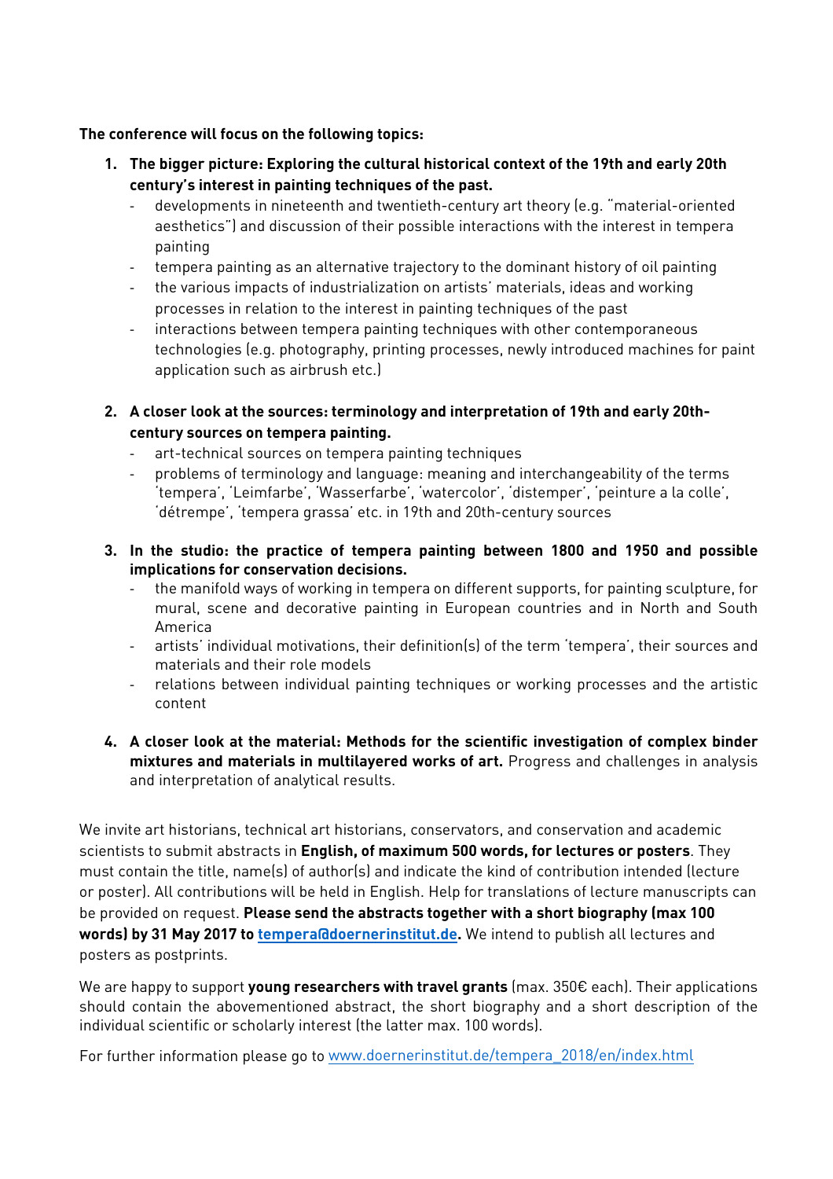**The conference will focus on the following topics:**

1. **The bigger picture: Exploring the cultural historical context of the 19th and early 20th century's interest in painting techniques of the past.**
   - developments in nineteenth and twentieth-century art theory (e.g. "material-oriented aesthetics") and discussion of their possible interactions with the interest in tempera painting
   - tempera painting as an alternative trajectory to the dominant history of oil painting
   - the various impacts of industrialization on artists' materials, ideas and working processes in relation to the interest in painting techniques of the past
   - interactions between tempera painting techniques with other contemporaneous technologies (e.g. photography, printing processes, newly introduced machines for paint application such as airbrush etc.)

2. **A closer look at the sources: terminology and interpretation of 19th and early 20th-century sources on tempera painting.**
   - art-technical sources on tempera painting techniques
   - problems of terminology and language: meaning and interchangeability of the terms 'tempera', 'Leimfarbe', 'Wasserfarbe', 'watercolor', 'distemper', 'peinture a la colle', 'détrempe', 'tempera grassa' etc. in 19th and 20th-century sources

3. **In the studio: the practice of tempera painting between 1800 and 1950 and possible implications for conservation decisions.**
   - the manifold ways of working in tempera on different supports, for painting sculpture, for mural, scene and decorative painting in European countries and in North and South America
   - artists' individual motivations, their definition(s) of the term 'tempera', their sources and materials and their role models
   - relations between individual painting techniques or working processes and the artistic content

4. **A closer look at the material: Methods for the scientific investigation of complex binder mixtures and materials in multilayered works of art.** Progress and challenges in analysis and interpretation of analytical results.

We invite art historians, technical art historians, conservators, and conservation and academic scientists to submit abstracts in **English, of maximum 500 words, for lectures or posters**. They must contain the title, name(s) of author(s) and indicate the kind of contribution intended (lecture or poster). All contributions will be held in English. Help for translations of lecture manuscripts can be provided on request. **Please send the abstracts together with a short biography (max 100 words) by 31 May 2017 to [tempera@doernerinstitut.de](mailto:tempera@doernerinstitut.de).** We intend to publish all lectures and posters as postprints.

We are happy to support **young researchers with travel grants** (max. 350€ each). Their applications should contain the abovementioned abstract, the short biography and a short description of the individual scientific or scholarly interest (the latter max. 100 words).

For further information please go to [www.doernerinstitut.de/tempera_2018/en/index.html](http://www.doernerinstitut.de/tempera_2018/en/index.html)